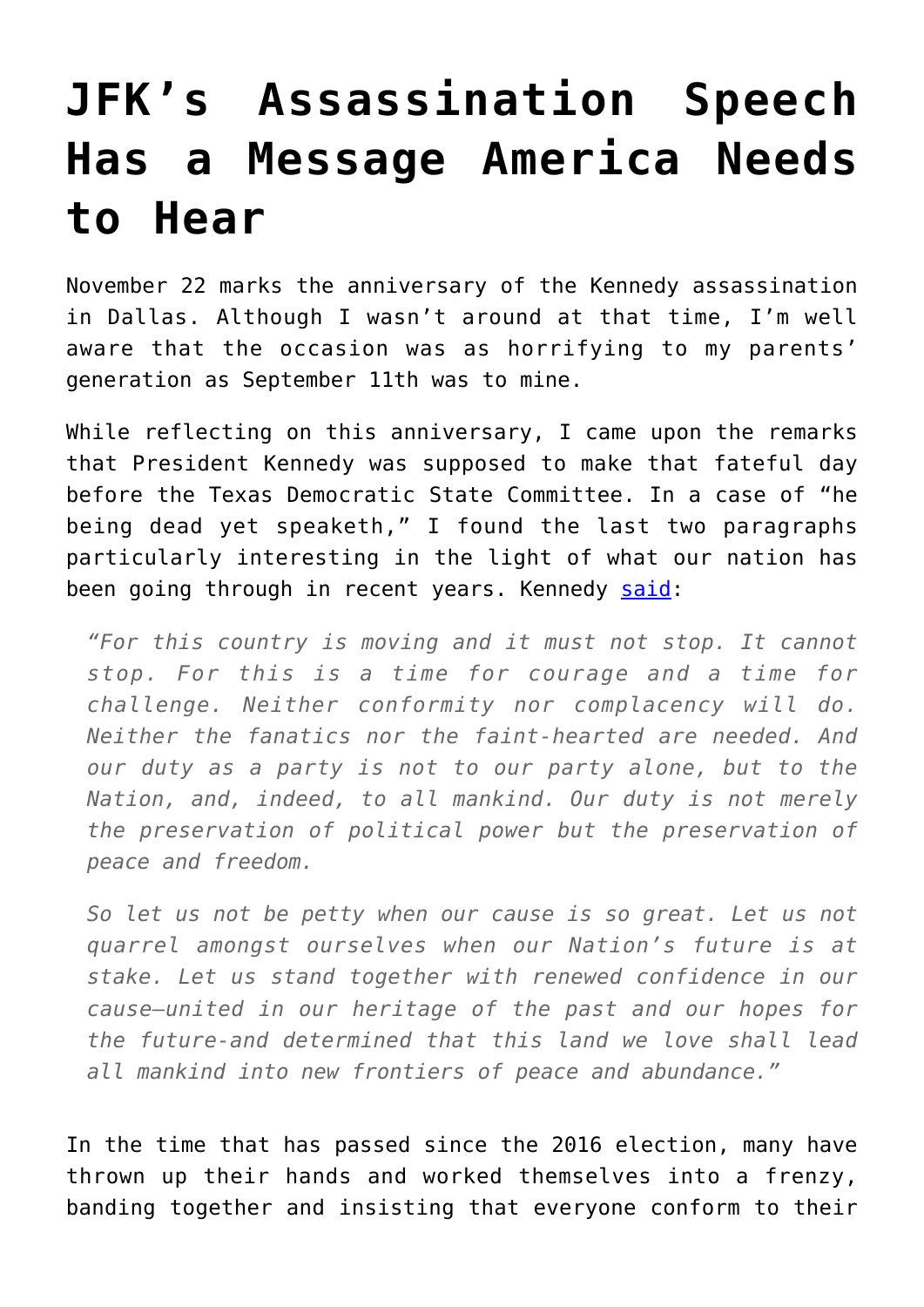# JFK's Assassination Speech Has a Message America Needs to Hear

November 22 marks the anniversary of the Kennedy assassination in Dallas. Although I wasn't around at that time, I'm well aware that the occasion was as horrifying to my parents' generation as September 11th was to mine.

While reflecting on this anniversary, I came upon the remarks that President Kennedy was supposed to make that fateful day before the Texas Democratic State Committee. In a case of "he being dead yet speaketh," I found the last two paragraphs particularly interesting in the light of what our nation has been going through in recent years. Kennedy [said](#):

> *"For this country is moving and it must not stop. It cannot stop. For this is a time for courage and a time for challenge. Neither conformity nor complacency will do. Neither the fanatics nor the faint-hearted are needed. And our duty as a party is not to our party alone, but to the Nation, and, indeed, to all mankind. Our duty is not merely the preservation of political power but the preservation of peace and freedom.*
>
> *So let us not be petty when our cause is so great. Let us not quarrel amongst ourselves when our Nation's future is at stake. Let us stand together with renewed confidence in our cause—united in our heritage of the past and our hopes for the future-and determined that this land we love shall lead all mankind into new frontiers of peace and abundance."*

In the time that has passed since the 2016 election, many have thrown up their hands and worked themselves into a frenzy, banding together and insisting that everyone conform to their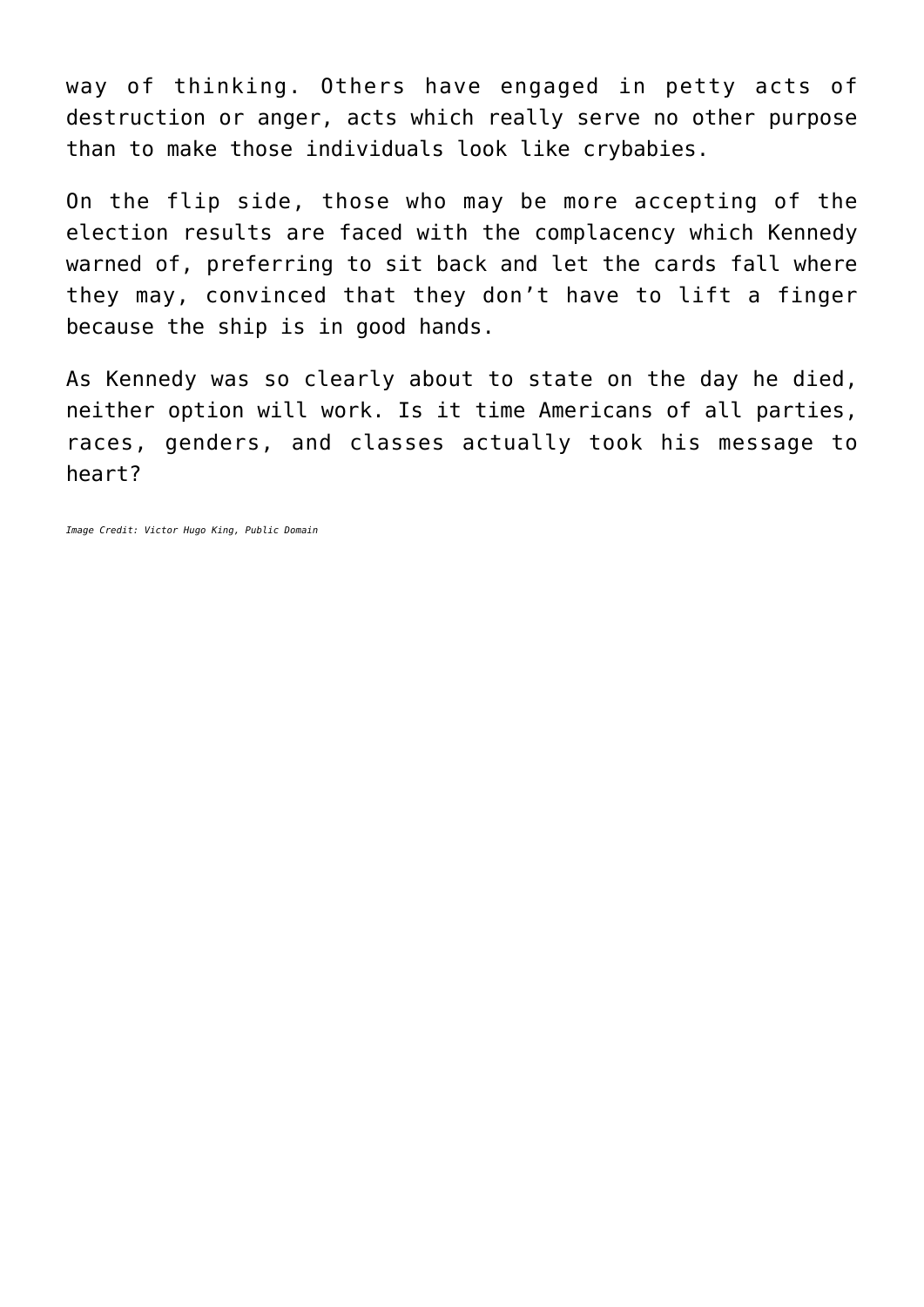way of thinking. Others have engaged in petty acts of destruction or anger, acts which really serve no other purpose than to make those individuals look like crybabies.

On the flip side, those who may be more accepting of the election results are faced with the complacency which Kennedy warned of, preferring to sit back and let the cards fall where they may, convinced that they don't have to lift a finger because the ship is in good hands.

As Kennedy was so clearly about to state on the day he died, neither option will work. Is it time Americans of all parties, races, genders, and classes actually took his message to heart?

*Image Credit: Victor Hugo King, Public Domain*